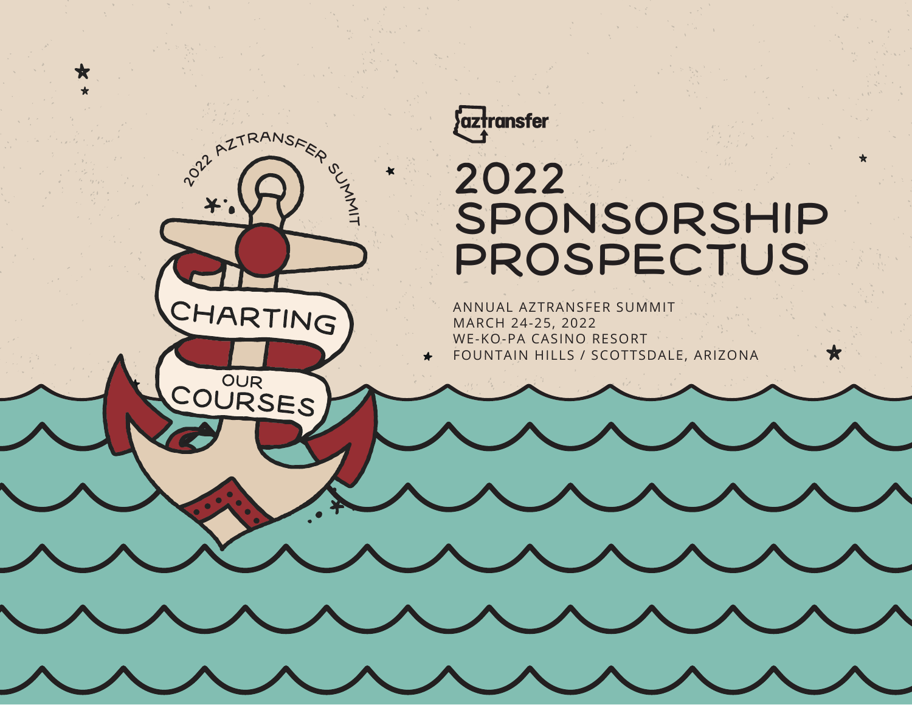2022 AZTRANSFER SUMMIT

CHARTING OUR COURSES

aztransfer

# 2022 SPONSORSHIP PROSPECTUS

ANNUAL AZTRANSFER SUMMIT
MARCH 24-25, 2022
WE-KO-PA CASINO RESORT
FOUNTAIN HILLS / SCOTTSDALE, ARIZONA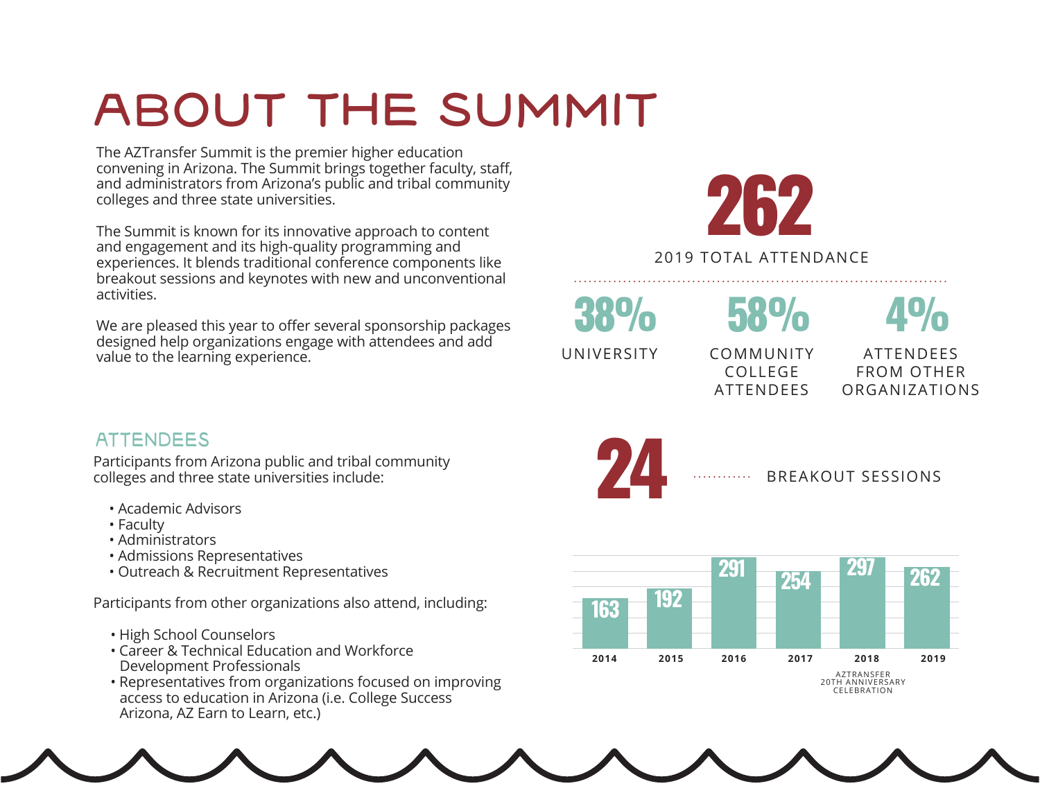# ABOUT THE SUMMIT

The AZTransfer Summit is the premier higher education convening in Arizona. The Summit brings together faculty, staff, and administrators from Arizona's public and tribal community colleges and three state universities.

The Summit is known for its innovative approach to content and engagement and its high-quality programming and experiences. It blends traditional conference components like breakout sessions and keynotes with new and unconventional activities.

We are pleased this year to offer several sponsorship packages designed help organizations engage with attendees and add value to the learning experience.

**262**

2019 TOTAL ATTENDANCE

| 38% | 58% | 4% |
|---|---|---|
| UNIVERSITY | COMMUNITY COLLEGE ATTENDEES | ATTENDEES FROM OTHER ORGANIZATIONS |

**24** BREAKOUT SESSIONS

| 2014 | 2015 | 2016 | 2017 | 2018 | 2019 |
|---|---|---|---|---|---|
| 163 | 192 | 291 | 254 | 297 | 262 |

2018: AZTRANSFER 20TH ANNIVERSARY CELEBRATION

## ATTENDEES

Participants from Arizona public and tribal community colleges and three state universities include:

- Academic Advisors
- Faculty
- Administrators
- Admissions Representatives
- Outreach & Recruitment Representatives

Participants from other organizations also attend, including:

- High School Counselors
- Career & Technical Education and Workforce Development Professionals
- Representatives from organizations focused on improving access to education in Arizona (i.e. College Success Arizona, AZ Earn to Learn, etc.)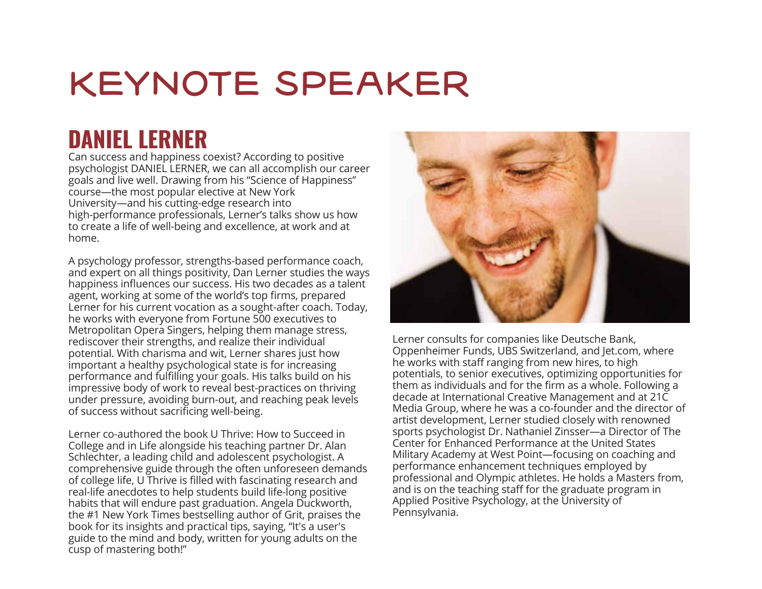# KEYNOTE SPEAKER

## DANIEL LERNER

Can success and happiness coexist? According to positive psychologist DANIEL LERNER, we can all accomplish our career goals and live well. Drawing from his "Science of Happiness" course—the most popular elective at New York University—and his cutting-edge research into high-performance professionals, Lerner's talks show us how to create a life of well-being and excellence, at work and at home.

A psychology professor, strengths-based performance coach, and expert on all things positivity, Dan Lerner studies the ways happiness influences our success. His two decades as a talent agent, working at some of the world's top firms, prepared Lerner for his current vocation as a sought-after coach. Today, he works with everyone from Fortune 500 executives to Metropolitan Opera Singers, helping them manage stress, rediscover their strengths, and realize their individual potential. With charisma and wit, Lerner shares just how important a healthy psychological state is for increasing performance and fulfilling your goals. His talks build on his impressive body of work to reveal best-practices on thriving under pressure, avoiding burn-out, and reaching peak levels of success without sacrificing well-being.

Lerner co-authored the book U Thrive: How to Succeed in College and in Life alongside his teaching partner Dr. Alan Schlechter, a leading child and adolescent psychologist. A comprehensive guide through the often unforeseen demands of college life, U Thrive is filled with fascinating research and real-life anecdotes to help students build life-long positive habits that will endure past graduation. Angela Duckworth, the #1 New York Times bestselling author of Grit, praises the book for its insights and practical tips, saying, "It's a user's guide to the mind and body, written for young adults on the cusp of mastering both!"

Lerner consults for companies like Deutsche Bank, Oppenheimer Funds, UBS Switzerland, and Jet.com, where he works with staff ranging from new hires, to high potentials, to senior executives, optimizing opportunities for them as individuals and for the firm as a whole. Following a decade at International Creative Management and at 21C Media Group, where he was a co-founder and the director of artist development, Lerner studied closely with renowned sports psychologist Dr. Nathaniel Zinsser—a Director of The Center for Enhanced Performance at the United States Military Academy at West Point—focusing on coaching and performance enhancement techniques employed by professional and Olympic athletes. He holds a Masters from, and is on the teaching staff for the graduate program in Applied Positive Psychology, at the University of Pennsylvania.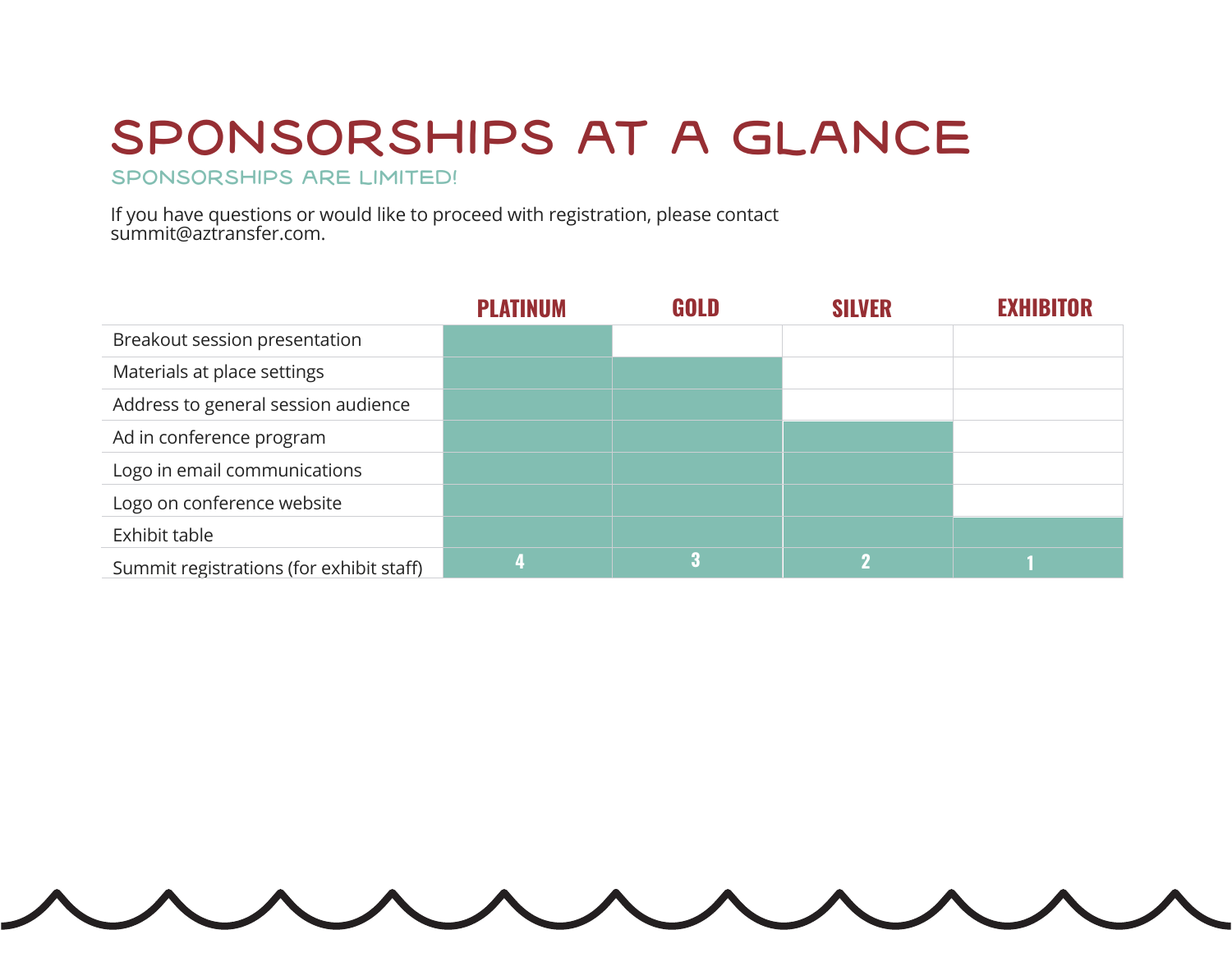# SPONSORSHIPS AT A GLANCE

## SPONSORSHIPS ARE LIMITED!

If you have questions or would like to proceed with registration, please contact summit@aztransfer.com.

| | PLATINUM | GOLD | SILVER | EXHIBITOR |
|---|---|---|---|---|
| Breakout session presentation | ✓ | | | |
| Materials at place settings | ✓ | ✓ | | |
| Address to general session audience | ✓ | ✓ | | |
| Ad in conference program | ✓ | ✓ | ✓ | |
| Logo in email communications | ✓ | ✓ | ✓ | |
| Logo on conference website | ✓ | ✓ | ✓ | |
| Exhibit table | ✓ | ✓ | ✓ | ✓ |
| Summit registrations (for exhibit staff) | 4 | 3 | 2 | 1 |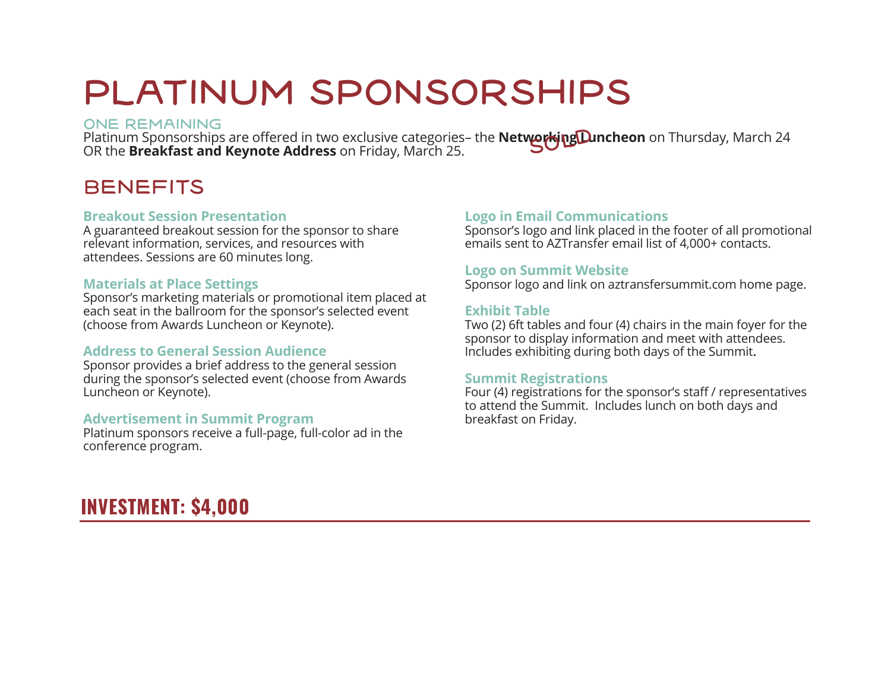# PLATINUM SPONSORSHIPS

ONE REMAINING

Platinum Sponsorships are offered in two exclusive categories– the **Networking Luncheon** SOLD on Thursday, March 24 OR the **Breakfast and Keynote Address** on Friday, March 25.

## BENEFITS

**Breakout Session Presentation**
A guaranteed breakout session for the sponsor to share relevant information, services, and resources with attendees. Sessions are 60 minutes long.

**Materials at Place Settings**
Sponsor's marketing materials or promotional item placed at each seat in the ballroom for the sponsor's selected event (choose from Awards Luncheon or Keynote).

**Address to General Session Audience**
Sponsor provides a brief address to the general session during the sponsor's selected event (choose from Awards Luncheon or Keynote).

**Advertisement in Summit Program**
Platinum sponsors receive a full-page, full-color ad in the conference program.

**Logo in Email Communications**
Sponsor's logo and link placed in the footer of all promotional emails sent to AZTransfer email list of 4,000+ contacts.

**Logo on Summit Website**
Sponsor logo and link on aztransfersummit.com home page.

**Exhibit Table**
Two (2) 6ft tables and four (4) chairs in the main foyer for the sponsor to display information and meet with attendees. Includes exhibiting during both days of the Summit.

**Summit Registrations**
Four (4) registrations for the sponsor's staff / representatives to attend the Summit. Includes lunch on both days and breakfast on Friday.

## INVESTMENT: $4,000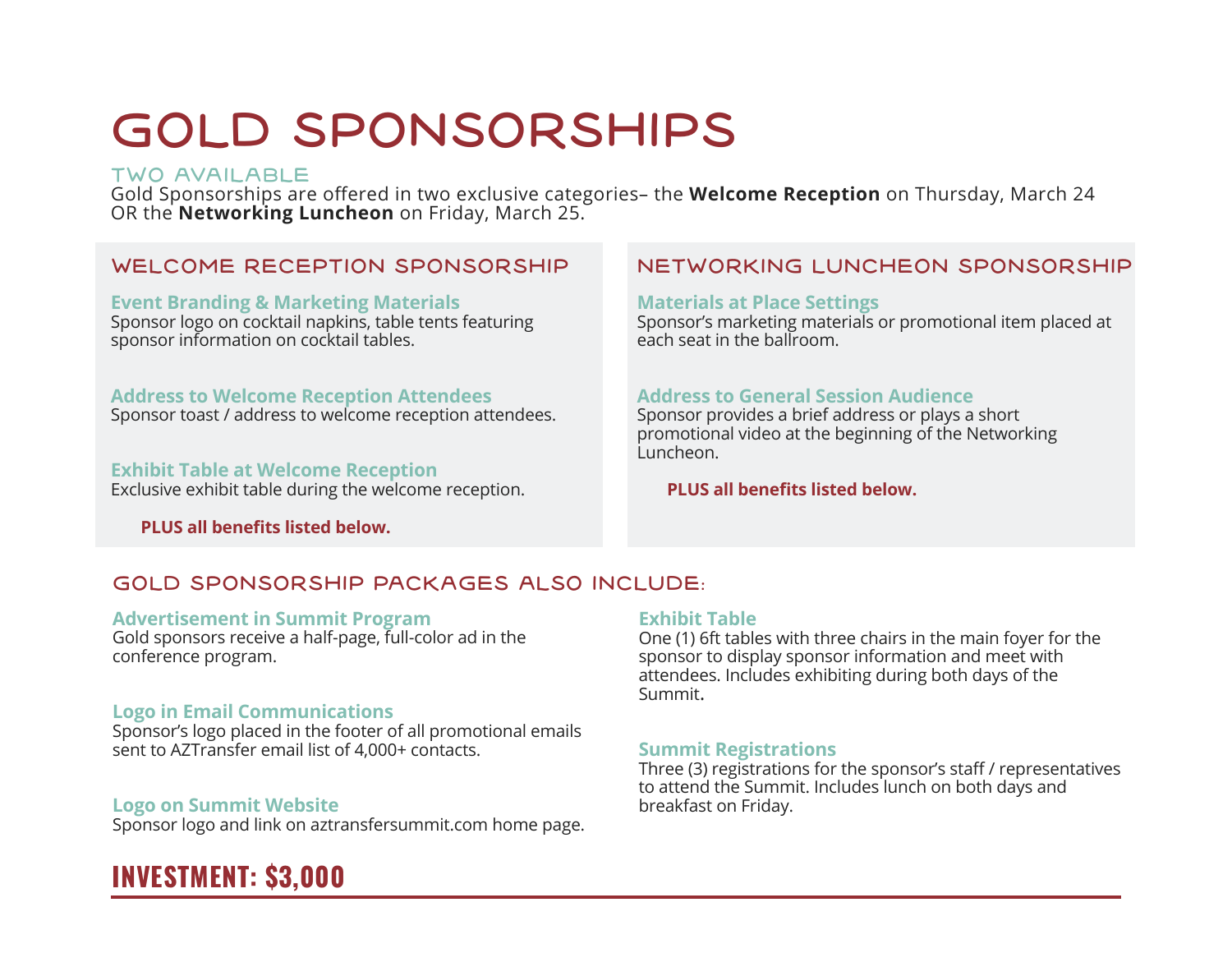# GOLD SPONSORSHIPS

TWO AVAILABLE

Gold Sponsorships are offered in two exclusive categories– the **Welcome Reception** on Thursday, March 24 OR the **Networking Luncheon** on Friday, March 25.

## WELCOME RECEPTION SPONSORSHIP

**Event Branding & Marketing Materials**
Sponsor logo on cocktail napkins, table tents featuring sponsor information on cocktail tables.

**Address to Welcome Reception Attendees**
Sponsor toast / address to welcome reception attendees.

**Exhibit Table at Welcome Reception**
Exclusive exhibit table during the welcome reception.

**PLUS all benefits listed below.**

## NETWORKING LUNCHEON SPONSORSHIP

**Materials at Place Settings**
Sponsor's marketing materials or promotional item placed at each seat in the ballroom.

**Address to General Session Audience**
Sponsor provides a brief address or plays a short promotional video at the beginning of the Networking Luncheon.

**PLUS all benefits listed below.**

## GOLD SPONSORSHIP PACKAGES ALSO INCLUDE:

**Advertisement in Summit Program**
Gold sponsors receive a half-page, full-color ad in the conference program.

**Logo in Email Communications**
Sponsor's logo placed in the footer of all promotional emails sent to AZTransfer email list of 4,000+ contacts.

**Logo on Summit Website**
Sponsor logo and link on aztransfersummit.com home page.

**Exhibit Table**
One (1) 6ft tables with three chairs in the main foyer for the sponsor to display sponsor information and meet with attendees. Includes exhibiting during both days of the Summit.

**Summit Registrations**
Three (3) registrations for the sponsor's staff / representatives to attend the Summit. Includes lunch on both days and breakfast on Friday.

## INVESTMENT: $3,000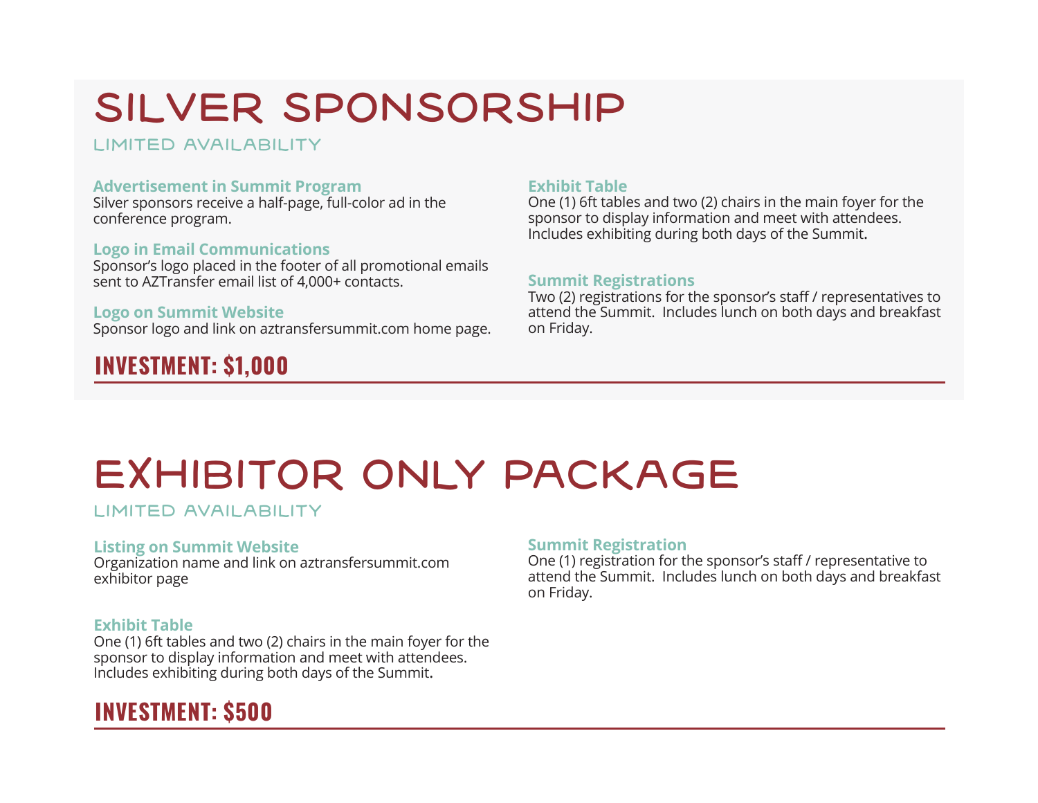# SILVER SPONSORSHIP

LIMITED AVAILABILITY

**Advertisement in Summit Program**
Silver sponsors receive a half-page, full-color ad in the conference program.

**Logo in Email Communications**
Sponsor's logo placed in the footer of all promotional emails sent to AZTransfer email list of 4,000+ contacts.

**Logo on Summit Website**
Sponsor logo and link on aztransfersummit.com home page.

**Exhibit Table**
One (1) 6ft tables and two (2) chairs in the main foyer for the sponsor to display information and meet with attendees. Includes exhibiting during both days of the Summit.

**Summit Registrations**
Two (2) registrations for the sponsor's staff / representatives to attend the Summit. Includes lunch on both days and breakfast on Friday.

**INVESTMENT: $1,000**

# EXHIBITOR ONLY PACKAGE

LIMITED AVAILABILITY

**Listing on Summit Website**
Organization name and link on aztransfersummit.com exhibitor page

**Exhibit Table**
One (1) 6ft tables and two (2) chairs in the main foyer for the sponsor to display information and meet with attendees. Includes exhibiting during both days of the Summit.

**Summit Registration**
One (1) registration for the sponsor's staff / representative to attend the Summit. Includes lunch on both days and breakfast on Friday.

**INVESTMENT: $500**